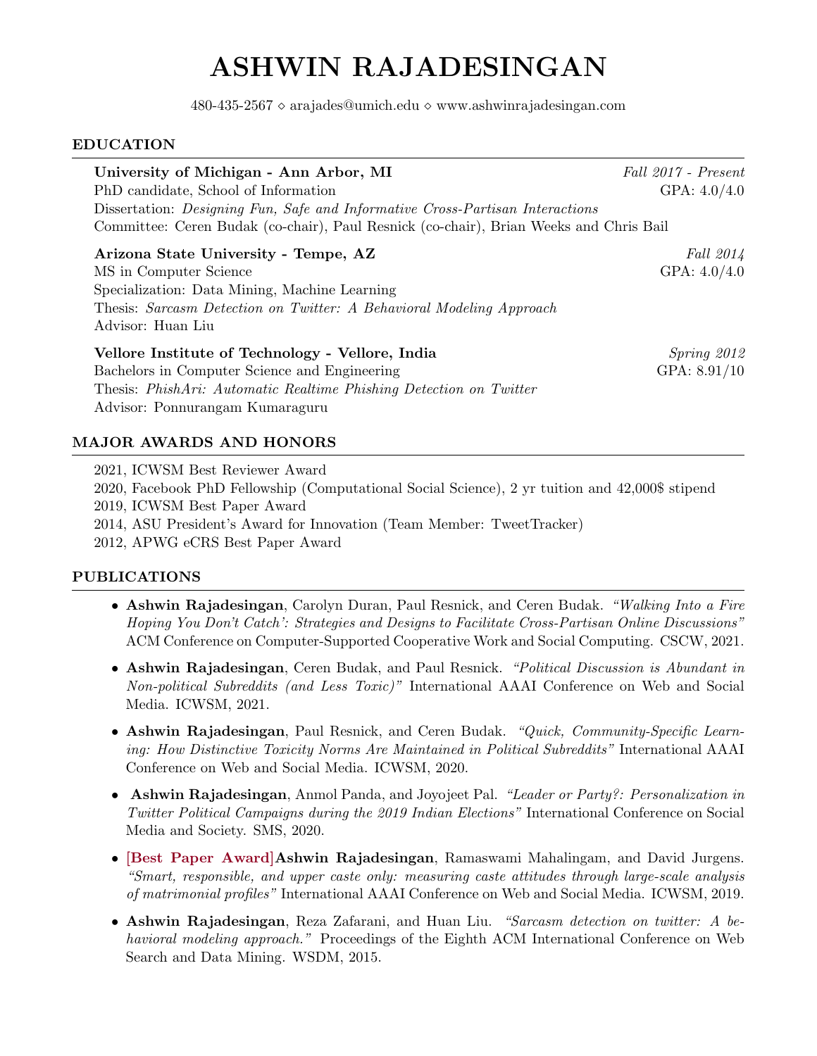# ASHWIN RAJADESINGAN

480-435-2567 ⋄ arajades@umich.edu ⋄ www.ashwinrajadesingan.com

## EDUCATION

**University of Michigan - Ann Arbor, MI** — *Fall 2017 - Present*
PhD candidate, School of Information — GPA: 4.0/4.0
Dissertation: *Designing Fun, Safe and Informative Cross-Partisan Interactions*
Committee: Ceren Budak (co-chair), Paul Resnick (co-chair), Brian Weeks and Chris Bail

**Arizona State University - Tempe, AZ** — *Fall 2014*
MS in Computer Science — GPA: 4.0/4.0
Specialization: Data Mining, Machine Learning
Thesis: *Sarcasm Detection on Twitter: A Behavioral Modeling Approach*
Advisor: Huan Liu

**Vellore Institute of Technology - Vellore, India** — *Spring 2012*
Bachelors in Computer Science and Engineering — GPA: 8.91/10
Thesis: *PhishAri: Automatic Realtime Phishing Detection on Twitter*
Advisor: Ponnurangam Kumaraguru

## MAJOR AWARDS AND HONORS

2021, ICWSM Best Reviewer Award
2020, Facebook PhD Fellowship (Computational Social Science), 2 yr tuition and 42,000$ stipend
2019, ICWSM Best Paper Award
2014, ASU President's Award for Innovation (Team Member: TweetTracker)
2012, APWG eCRS Best Paper Award

## PUBLICATIONS

- **Ashwin Rajadesingan**, Carolyn Duran, Paul Resnick, and Ceren Budak. *"Walking Into a Fire Hoping You Don't Catch': Strategies and Designs to Facilitate Cross-Partisan Online Discussions"* ACM Conference on Computer-Supported Cooperative Work and Social Computing. CSCW, 2021.
- **Ashwin Rajadesingan**, Ceren Budak, and Paul Resnick. *"Political Discussion is Abundant in Non-political Subreddits (and Less Toxic)"* International AAAI Conference on Web and Social Media. ICWSM, 2021.
- **Ashwin Rajadesingan**, Paul Resnick, and Ceren Budak. *"Quick, Community-Specific Learning: How Distinctive Toxicity Norms Are Maintained in Political Subreddits"* International AAAI Conference on Web and Social Media. ICWSM, 2020.
- **Ashwin Rajadesingan**, Anmol Panda, and Joyojeet Pal. *"Leader or Party?: Personalization in Twitter Political Campaigns during the 2019 Indian Elections"* International Conference on Social Media and Society. SMS, 2020.
- [Best Paper Award]**Ashwin Rajadesingan**, Ramaswami Mahalingam, and David Jurgens. *"Smart, responsible, and upper caste only: measuring caste attitudes through large-scale analysis of matrimonial profiles"* International AAAI Conference on Web and Social Media. ICWSM, 2019.
- **Ashwin Rajadesingan**, Reza Zafarani, and Huan Liu. *"Sarcasm detection on twitter: A behavioral modeling approach."* Proceedings of the Eighth ACM International Conference on Web Search and Data Mining. WSDM, 2015.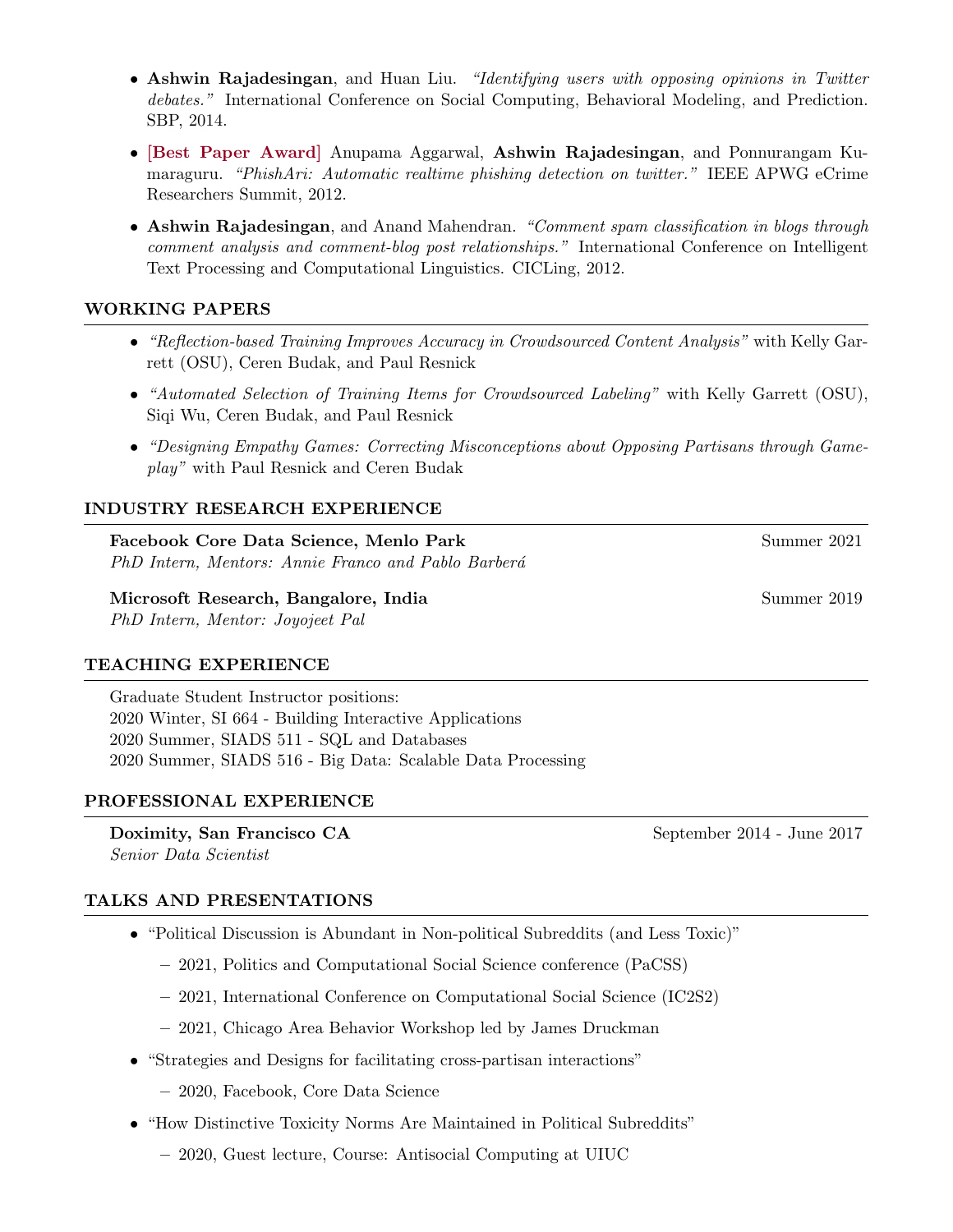- **Ashwin Rajadesingan**, and Huan Liu. *"Identifying users with opposing opinions in Twitter debates."* International Conference on Social Computing, Behavioral Modeling, and Prediction. SBP, 2014.
- **[Best Paper Award]** Anupama Aggarwal, **Ashwin Rajadesingan**, and Ponnurangam Kumaraguru. *"PhishAri: Automatic realtime phishing detection on twitter."* IEEE APWG eCrime Researchers Summit, 2012.
- **Ashwin Rajadesingan**, and Anand Mahendran. *"Comment spam classification in blogs through comment analysis and comment-blog post relationships."* International Conference on Intelligent Text Processing and Computational Linguistics. CICLing, 2012.

## WORKING PAPERS

- *"Reflection-based Training Improves Accuracy in Crowdsourced Content Analysis"* with Kelly Garrett (OSU), Ceren Budak, and Paul Resnick
- *"Automated Selection of Training Items for Crowdsourced Labeling"* with Kelly Garrett (OSU), Siqi Wu, Ceren Budak, and Paul Resnick
- *"Designing Empathy Games: Correcting Misconceptions about Opposing Partisans through Gameplay"* with Paul Resnick and Ceren Budak

## INDUSTRY RESEARCH EXPERIENCE

**Facebook Core Data Science, Menlo Park** — Summer 2021
*PhD Intern, Mentors: Annie Franco and Pablo Barberá*

**Microsoft Research, Bangalore, India** — Summer 2019
*PhD Intern, Mentor: Joyojeet Pal*

## TEACHING EXPERIENCE

Graduate Student Instructor positions:
2020 Winter, SI 664 - Building Interactive Applications
2020 Summer, SIADS 511 - SQL and Databases
2020 Summer, SIADS 516 - Big Data: Scalable Data Processing

## PROFESSIONAL EXPERIENCE

**Doximity, San Francisco CA** — September 2014 - June 2017
*Senior Data Scientist*

## TALKS AND PRESENTATIONS

- "Political Discussion is Abundant in Non-political Subreddits (and Less Toxic)"
  - 2021, Politics and Computational Social Science conference (PaCSS)
  - 2021, International Conference on Computational Social Science (IC2S2)
  - 2021, Chicago Area Behavior Workshop led by James Druckman
- "Strategies and Designs for facilitating cross-partisan interactions"
  - 2020, Facebook, Core Data Science
- "How Distinctive Toxicity Norms Are Maintained in Political Subreddits"
  - 2020, Guest lecture, Course: Antisocial Computing at UIUC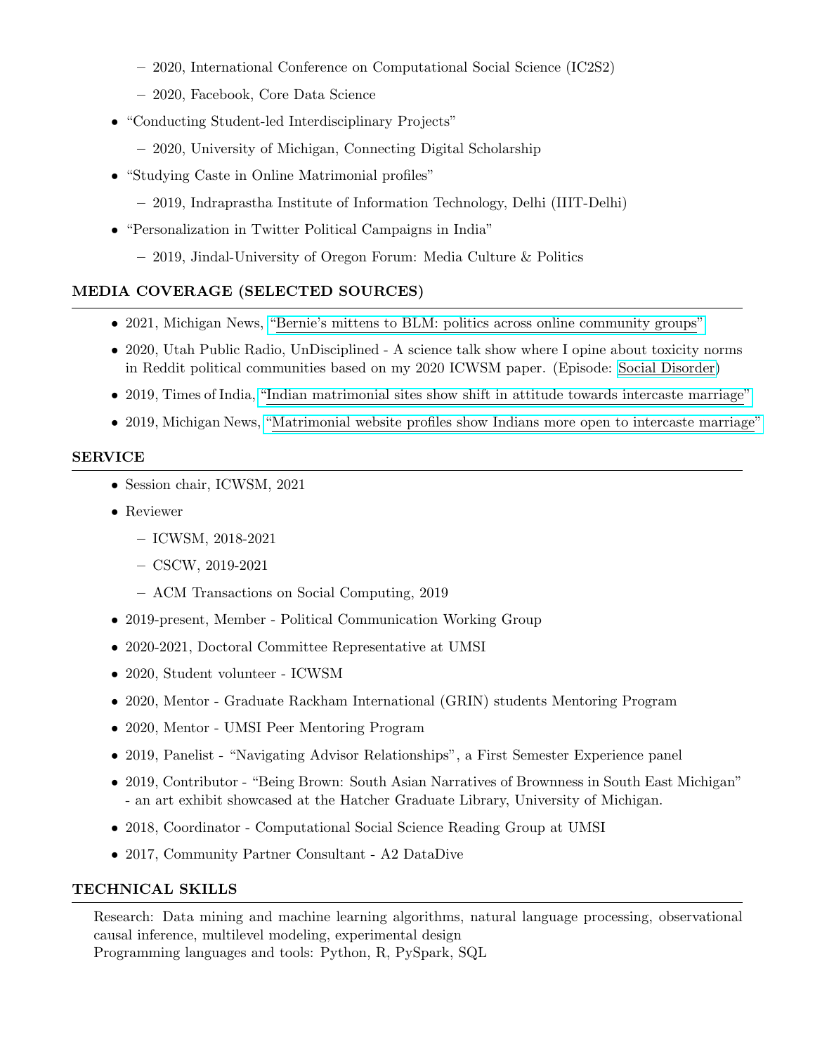- 2020, International Conference on Computational Social Science (IC2S2)
  - 2020, Facebook, Core Data Science
- "Conducting Student-led Interdisciplinary Projects"
  - 2020, University of Michigan, Connecting Digital Scholarship
- "Studying Caste in Online Matrimonial profiles"
  - 2019, Indraprastha Institute of Information Technology, Delhi (IIIT-Delhi)
- "Personalization in Twitter Political Campaigns in India"
  - 2019, Jindal-University of Oregon Forum: Media Culture & Politics

## MEDIA COVERAGE (SELECTED SOURCES)

- 2021, Michigan News, "Bernie's mittens to BLM: politics across online community groups"
- 2020, Utah Public Radio, UnDisciplined - A science talk show where I opine about toxicity norms in Reddit political communities based on my 2020 ICWSM paper. (Episode: Social Disorder)
- 2019, Times of India, "Indian matrimonial sites show shift in attitude towards intercaste marriage"
- 2019, Michigan News, "Matrimonial website profiles show Indians more open to intercaste marriage"

## SERVICE

- Session chair, ICWSM, 2021
- Reviewer
  - ICWSM, 2018-2021
  - CSCW, 2019-2021
  - ACM Transactions on Social Computing, 2019
- 2019-present, Member - Political Communication Working Group
- 2020-2021, Doctoral Committee Representative at UMSI
- 2020, Student volunteer - ICWSM
- 2020, Mentor - Graduate Rackham International (GRIN) students Mentoring Program
- 2020, Mentor - UMSI Peer Mentoring Program
- 2019, Panelist - "Navigating Advisor Relationships", a First Semester Experience panel
- 2019, Contributor - "Being Brown: South Asian Narratives of Brownness in South East Michigan" - an art exhibit showcased at the Hatcher Graduate Library, University of Michigan.
- 2018, Coordinator - Computational Social Science Reading Group at UMSI
- 2017, Community Partner Consultant - A2 DataDive

## TECHNICAL SKILLS

Research: Data mining and machine learning algorithms, natural language processing, observational causal inference, multilevel modeling, experimental design
Programming languages and tools: Python, R, PySpark, SQL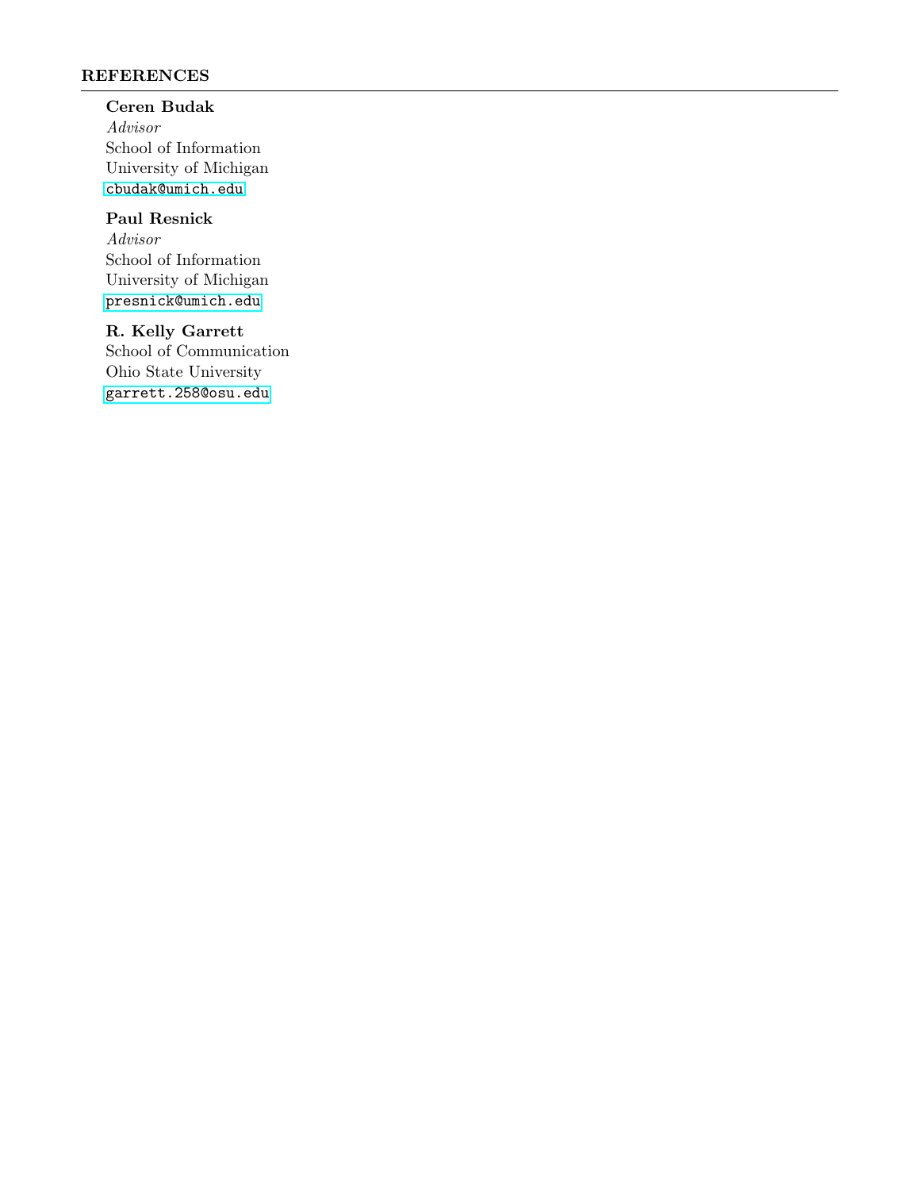## REFERENCES

**Ceren Budak**
*Advisor*
School of Information
University of Michigan
cbudak@umich.edu

**Paul Resnick**
*Advisor*
School of Information
University of Michigan
presnick@umich.edu

**R. Kelly Garrett**
School of Communication
Ohio State University
garrett.258@osu.edu